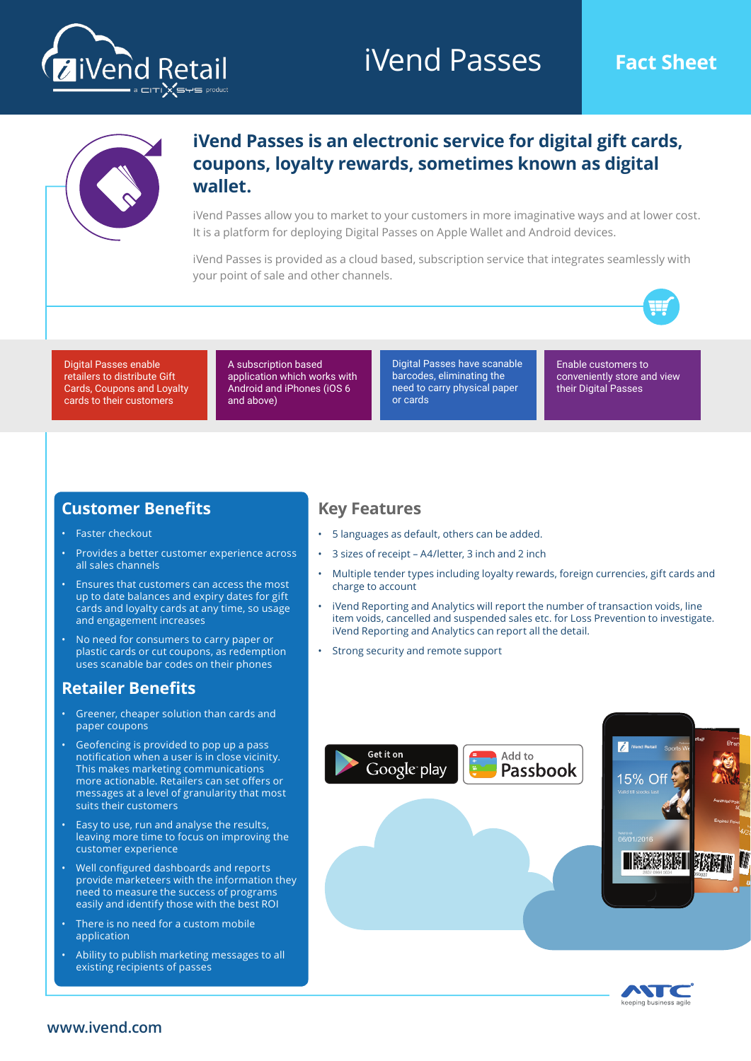iVend Retail

# iVend Passes

**Fact Sheet**

## iVend Passes is an electronic service for digital gift cards, coupons, loyalty rewards, sometimes known as digital wallet.

iVend Passes allow you to market to your customers in more imaginative ways and at lower cost. It is a platform for deploying Digital Passes on Apple Wallet and Android devices.

iVend Passes is provided as a cloud based, subscription service that integrates seamlessly with your point of sale and other channels.

Digital Passes enable retailers to distribute Gift Cards, Coupons and Loyalty cards to their customers

A subscription based application which works with Android and iPhones (iOS 6 and above)

Digital Passes have scanable barcodes, eliminating the need to carry physical paper or cards

Enable customers to conveniently store and view their Digital Passes

## Customer Benefits

- Faster checkout
- Provides a better customer experience across all sales channels
- Ensures that customers can access the most up to date balances and expiry dates for gift cards and loyalty cards at any time, so usage and engagement increases
- No need for consumers to carry paper or plastic cards or cut coupons, as redemption uses scanable bar codes on their phones

## Retailer Benefits

- Greener, cheaper solution than cards and paper coupons
- Geofencing is provided to pop up a pass notification when a user is in close vicinity. This makes marketing communications more actionable. Retailers can set offers or messages at a level of granularity that most suits their customers
- Easy to use, run and analyse the results, leaving more time to focus on improving the customer experience
- Well configured dashboards and reports provide marketeers with the information they need to measure the success of programs easily and identify those with the best ROI
- There is no need for a custom mobile application
- Ability to publish marketing messages to all existing recipients of passes

## Key Features

- 5 languages as default, others can be added.
- 3 sizes of receipt – A4/letter, 3 inch and 2 inch
- Multiple tender types including loyalty rewards, foreign currencies, gift cards and charge to account
- iVend Reporting and Analytics will report the number of transaction voids, line item voids, cancelled and suspended sales etc. for Loss Prevention to investigate. iVend Reporting and Analytics can report all the detail.
- Strong security and remote support

Get it on Google play

Add to Passbook

www.ivend.com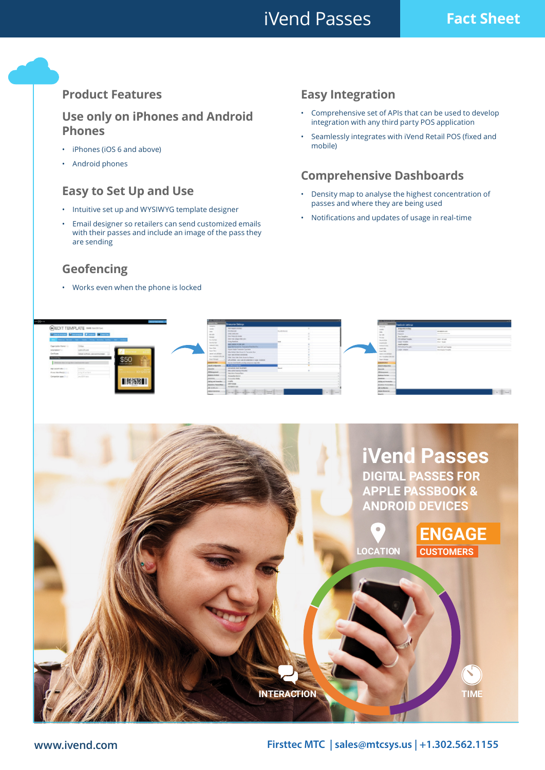# iVend Passes

**Fact Sheet**

## Product Features

### Use only on iPhones and Android Phones

- iPhones (iOS 6 and above)
- Android phones

### Easy to Set Up and Use

- Intuitive set up and WYSIWYG template designer
- Email designer so retailers can send customized emails with their passes and include an image of the pass they are sending

### Geofencing

- Works even when the phone is locked

## Easy Integration

- Comprehensive set of APIs that can be used to develop integration with any third party POS application
- Seamlessly integrates with iVend Retail POS (fixed and mobile)

## Comprehensive Dashboards

- Density map to analyse the highest concentration of passes and where they are being used
- Notifications and updates of usage in real-time

## iVend Passes

DIGITAL PASSES FOR APPLE PASSBOOK & ANDROID DEVICES

ENGAGE CUSTOMERS

LOCATION

INTERACTION

TIME

www.ivend.com

Firsttec MTC | sales@mtcsys.us | +1.302.562.1155